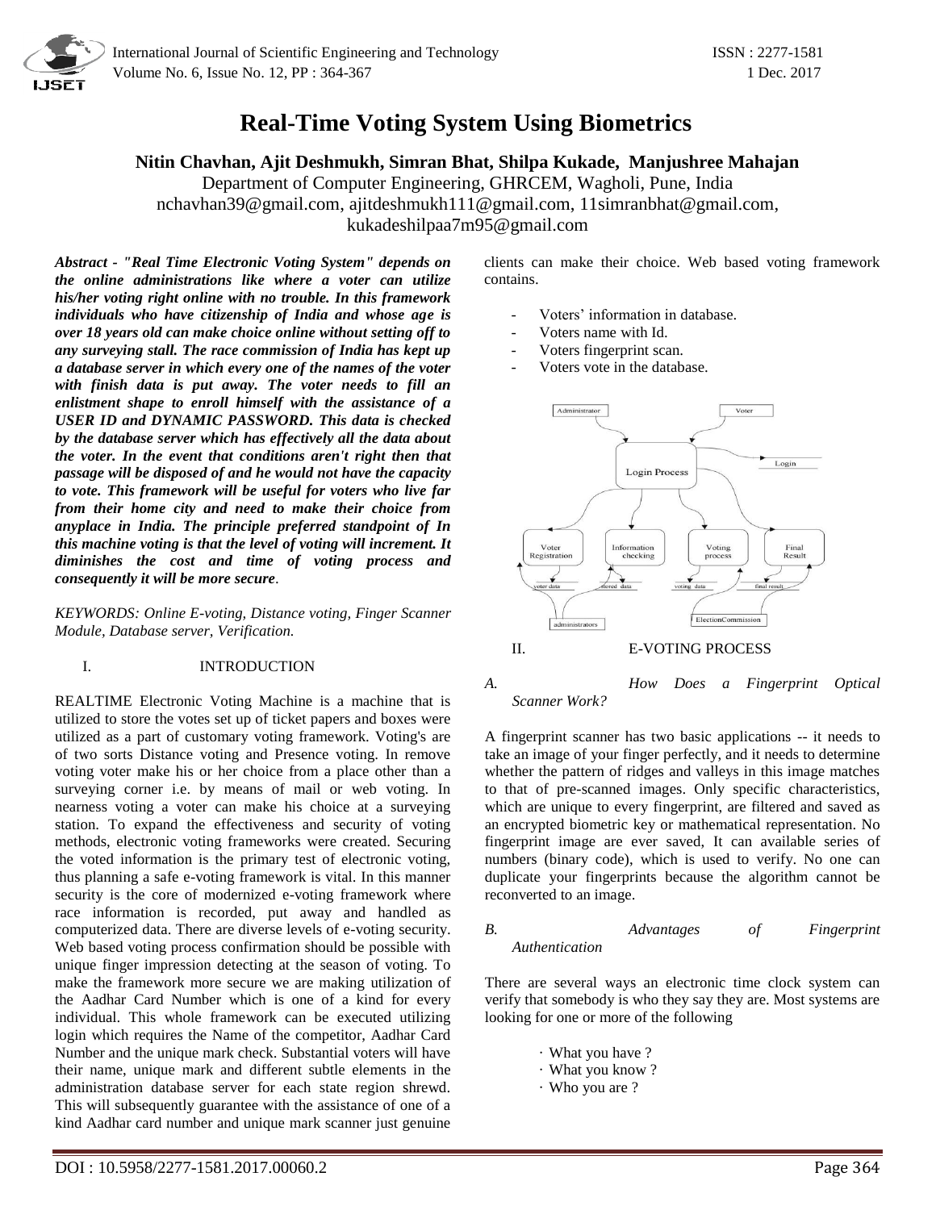# Real-Time Voting System Using Biometrics

**Nitin Chavhan, Ajit Deshmukh, Simran Bhat, Shilpa Kukade, Manjushree Mahajan**

Department of Computer Engineering, GHRCEM, Wagholi, Pune, India

nchavhan39@gmail.com, ajitdeshmukh111@gmail.com, 11simranbhat@gmail.com, kukadeshilpaa7m95@gmail.com

***Abstract - "Real Time Electronic Voting System" depends on the online administrations like where a voter can utilize his/her voting right online with no trouble. In this framework individuals who have citizenship of India and whose age is over 18 years old can make choice online without setting off to any surveying stall. The race commission of India has kept up a database server in which every one of the names of the voter with finish data is put away. The voter needs to fill an enlistment shape to enroll himself with the assistance of a USER ID and DYNAMIC PASSWORD. This data is checked by the database server which has effectively all the data about the voter. In the event that conditions aren't right then that passage will be disposed of and he would not have the capacity to vote. This framework will be useful for voters who live far from their home city and need to make their choice from anyplace in India. The principle preferred standpoint of In this machine voting is that the level of voting will increment. It diminishes the cost and time of voting process and consequently it will be more secure*.**

*KEYWORDS: Online E-voting, Distance voting, Finger Scanner Module, Database server, Verification.*

## I. INTRODUCTION

REALTIME Electronic Voting Machine is a machine that is utilized to store the votes set up of ticket papers and boxes were utilized as a part of customary voting framework. Voting's are of two sorts Distance voting and Presence voting. In remove voting voter make his or her choice from a place other than a surveying corner i.e. by means of mail or web voting. In nearness voting a voter can make his choice at a surveying station. To expand the effectiveness and security of voting methods, electronic voting frameworks were created. Securing the voted information is the primary test of electronic voting, thus planning a safe e-voting framework is vital. In this manner security is the core of modernized e-voting framework where race information is recorded, put away and handled as computerized data. There are diverse levels of e-voting security. Web based voting process confirmation should be possible with unique finger impression detecting at the season of voting. To make the framework more secure we are making utilization of the Aadhar Card Number which is one of a kind for every individual. This whole framework can be executed utilizing login which requires the Name of the competitor, Aadhar Card Number and the unique mark check. Substantial voters will have their name, unique mark and different subtle elements in the administration database server for each state region shrewd. This will subsequently guarantee with the assistance of one of a kind Aadhar card number and unique mark scanner just genuine clients can make their choice. Web based voting framework contains.

- Voters' information in database.
- Voters name with Id.
- Voters fingerprint scan.
- Voters vote in the database.

## II. E-VOTING PROCESS

### A. *How Does a Fingerprint Optical Scanner Work?*

A fingerprint scanner has two basic applications -- it needs to take an image of your finger perfectly, and it needs to determine whether the pattern of ridges and valleys in this image matches to that of pre-scanned images. Only specific characteristics, which are unique to every fingerprint, are filtered and saved as an encrypted biometric key or mathematical representation. No fingerprint image are ever saved, It can available series of numbers (binary code), which is used to verify. No one can duplicate your fingerprints because the algorithm cannot be reconverted to an image.

### B. *Advantages of Fingerprint Authentication*

There are several ways an electronic time clock system can verify that somebody is who they say they are. Most systems are looking for one or more of the following

- What you have ?
- What you know ?
- Who you are ?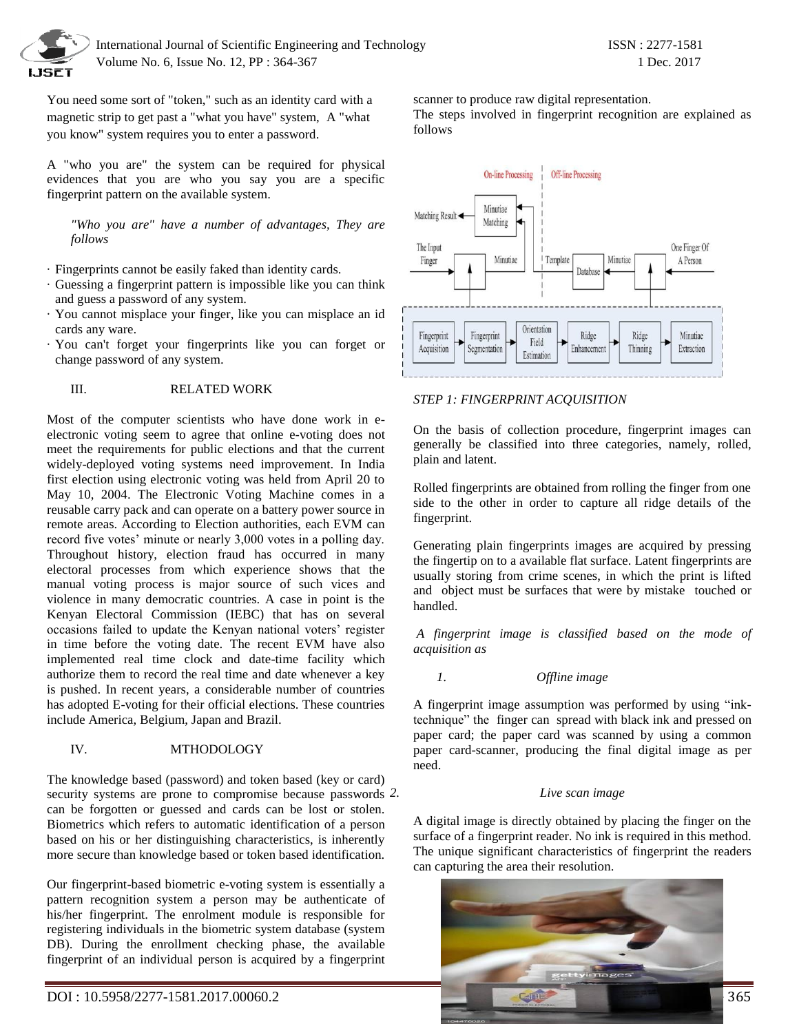You need some sort of "token," such as an identity card with a magnetic strip to get past a "what you have" system, A "what you know" system requires you to enter a password.

A "who you are" the system can be required for physical evidences that you are who you say you are a specific fingerprint pattern on the available system.

*"Who you are" have a number of advantages, They are follows*

- Fingerprints cannot be easily faked than identity cards.
- Guessing a fingerprint pattern is impossible like you can think and guess a password of any system.
- You cannot misplace your finger, like you can misplace an id cards any ware.
- You can't forget your fingerprints like you can forget or change password of any system.

## III. RELATED WORK

Most of the computer scientists who have done work in e-electronic voting seem to agree that online e-voting does not meet the requirements for public elections and that the current widely-deployed voting systems need improvement. In India first election using electronic voting was held from April 20 to May 10, 2004. The Electronic Voting Machine comes in a reusable carry pack and can operate on a battery power source in remote areas. According to Election authorities, each EVM can record five votes' minute or nearly 3,000 votes in a polling day. Throughout history, election fraud has occurred in many electoral processes from which experience shows that the manual voting process is major source of such vices and violence in many democratic countries. A case in point is the Kenyan Electoral Commission (IEBC) that has on several occasions failed to update the Kenyan national voters' register in time before the voting date. The recent EVM have also implemented real time clock and date-time facility which authorize them to record the real time and date whenever a key is pushed. In recent years, a considerable number of countries has adopted E-voting for their official elections. These countries include America, Belgium, Japan and Brazil.

## IV. MTHODOLOGY

The knowledge based (password) and token based (key or card) security systems are prone to compromise because passwords can be forgotten or guessed and cards can be lost or stolen. Biometrics which refers to automatic identification of a person based on his or her distinguishing characteristics, is inherently more secure than knowledge based or token based identification.

Our fingerprint-based biometric e-voting system is essentially a pattern recognition system a person may be authenticate of his/her fingerprint. The enrolment module is responsible for registering individuals in the biometric system database (system DB). During the enrollment checking phase, the available fingerprint of an individual person is acquired by a fingerprint scanner to produce raw digital representation.

The steps involved in fingerprint recognition are explained as follows

On-line Processing | Off-line Processing

Matching Result ← Minutiae Matching; The Input Finger → Minutiae | Template ← Database ← Minutiae ← One Finger Of A Person

Fingerprint Acquisition → Fingerprint Segmentation → Orientation Field Estimation → Ridge Enhancement → Ridge Thinning → Minutiae Extraction

*STEP 1: FINGERPRINT ACQUISITION*

On the basis of collection procedure, fingerprint images can generally be classified into three categories, namely, rolled, plain and latent.

Rolled fingerprints are obtained from rolling the finger from one side to the other in order to capture all ridge details of the fingerprint.

Generating plain fingerprints images are acquired by pressing the fingertip on to a available flat surface. Latent fingerprints are usually storing from crime scenes, in which the print is lifted and object must be surfaces that were by mistake touched or handled.

*A fingerprint image is classified based on the mode of acquisition as*

*1. Offline image*

A fingerprint image assumption was performed by using "ink-technique" the finger can spread with black ink and pressed on paper card; the paper card was scanned by using a common paper card-scanner, producing the final digital image as per need.

*2. Live scan image*

A digital image is directly obtained by placing the finger on the surface of a fingerprint reader. No ink is required in this method. The unique significant characteristics of fingerprint the readers can capturing the area their resolution.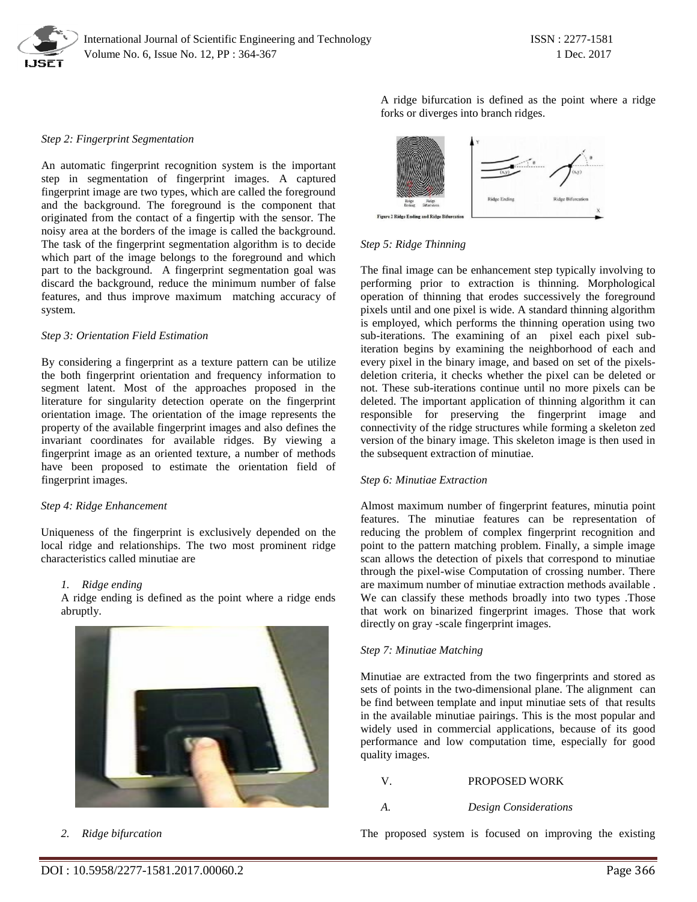*Step 2: Fingerprint Segmentation*

An automatic fingerprint recognition system is the important step in segmentation of fingerprint images. A captured fingerprint image are two types, which are called the foreground and the background. The foreground is the component that originated from the contact of a fingertip with the sensor. The noisy area at the borders of the image is called the background. The task of the fingerprint segmentation algorithm is to decide which part of the image belongs to the foreground and which part to the background. A fingerprint segmentation goal was discard the background, reduce the minimum number of false features, and thus improve maximum matching accuracy of system.

*Step 3: Orientation Field Estimation*

By considering a fingerprint as a texture pattern can be utilize the both fingerprint orientation and frequency information to segment latent. Most of the approaches proposed in the literature for singularity detection operate on the fingerprint orientation image. The orientation of the image represents the property of the available fingerprint images and also defines the invariant coordinates for available ridges. By viewing a fingerprint image as an oriented texture, a number of methods have been proposed to estimate the orientation field of fingerprint images.

*Step 4: Ridge Enhancement*

Uniqueness of the fingerprint is exclusively depended on the local ridge and relationships. The two most prominent ridge characteristics called minutiae are

*1. Ridge ending*

A ridge ending is defined as the point where a ridge ends abruptly.

*2. Ridge bifurcation*

A ridge bifurcation is defined as the point where a ridge forks or diverges into branch ridges.

Figure 2 Ridge Ending and Ridge Bifurcation

*Step 5: Ridge Thinning*

The final image can be enhancement step typically involving to performing prior to extraction is thinning. Morphological operation of thinning that erodes successively the foreground pixels until and one pixel is wide. A standard thinning algorithm is employed, which performs the thinning operation using two sub-iterations. The examining of an pixel each pixel sub-iteration begins by examining the neighborhood of each and every pixel in the binary image, and based on set of the pixels-deletion criteria, it checks whether the pixel can be deleted or not. These sub-iterations continue until no more pixels can be deleted. The important application of thinning algorithm it can responsible for preserving the fingerprint image and connectivity of the ridge structures while forming a skeleton zed version of the binary image. This skeleton image is then used in the subsequent extraction of minutiae.

*Step 6: Minutiae Extraction*

Almost maximum number of fingerprint features, minutia point features. The minutiae features can be representation of reducing the problem of complex fingerprint recognition and point to the pattern matching problem. Finally, a simple image scan allows the detection of pixels that correspond to minutiae through the pixel-wise Computation of crossing number. There are maximum number of minutiae extraction methods available . We can classify these methods broadly into two types .Those that work on binarized fingerprint images. Those that work directly on gray -scale fingerprint images.

*Step 7: Minutiae Matching*

Minutiae are extracted from the two fingerprints and stored as sets of points in the two-dimensional plane. The alignment can be find between template and input minutiae sets of that results in the available minutiae pairings. This is the most popular and widely used in commercial applications, because of its good performance and low computation time, especially for good quality images.

## V. PROPOSED WORK

### *A. Design Considerations*

The proposed system is focused on improving the existing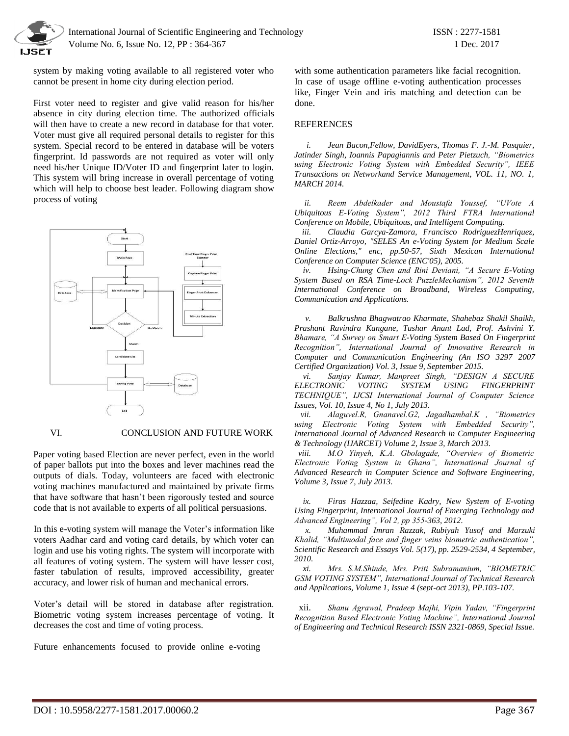system by making voting available to all registered voter who cannot be present in home city during election period.

First voter need to register and give valid reason for his/her absence in city during election time. The authorized officials will then have to create a new record in database for that voter. Voter must give all required personal details to register for this system. Special record to be entered in database will be voters fingerprint. Id passwords are not required as voter will only need his/her Unique ID/Voter ID and fingerprint later to login. This system will bring increase in overall percentage of voting which will help to choose best leader. Following diagram show process of voting

Start
Main Page
Real Time Finger Print Scanner
Capture Finger Print
Database
Identification Page
Finger Print Enhancer
Minute Extraction
Decision
Duplicate
No Match
Match
Candidate list
Saving Vote
Database
End

## VI. CONCLUSION AND FUTURE WORK

Paper voting based Election are never perfect, even in the world of paper ballots put into the boxes and lever machines read the outputs of dials. Today, volunteers are faced with electronic voting machines manufactured and maintained by private firms that have software that hasn't been rigorously tested and source code that is not available to experts of all political persuasions.

In this e-voting system will manage the Voter's information like voters Aadhar card and voting card details, by which voter can login and use his voting rights. The system will incorporate with all features of voting system. The system will have lesser cost, faster tabulation of results, improved accessibility, greater accuracy, and lower risk of human and mechanical errors.

Voter's detail will be stored in database after registration. Biometric voting system increases percentage of voting. It decreases the cost and time of voting process.

Future enhancements focused to provide online e-voting with some authentication parameters like facial recognition. In case of usage offline e-voting authentication processes like, Finger Vein and iris matching and detection can be done.

## REFERENCES

i. *Jean Bacon,Fellow, DavidEyers, Thomas F. J.-M. Pasquier, Jatinder Singh, Ioannis Papagiannis and Peter Pietzuch, "Biometrics using Electronic Voting System with Embedded Security", IEEE Transactions on Networkand Service Management, VOL. 11, NO. 1, MARCH 2014.*

ii. *Reem Abdelkader and Moustafa Youssef, "UVote A Ubiquitous E-Voting System", 2012 Third FTRA International Conference on Mobile, Ubiquitous, and Intelligent Computing.*

iii. *Claudia Garcya-Zamora, Francisco RodriguezHenriquez, Daniel Ortiz-Arroyo, "SELES An e-Voting System for Medium Scale Online Elections," enc, pp.50-57, Sixth Mexican International Conference on Computer Science (ENC'05), 2005.*

iv. *Hsing-Chung Chen and Rini Deviani, "A Secure E-Voting System Based on RSA Time-Lock PuzzleMechanism", 2012 Seventh International Conference on Broadband, Wireless Computing, Communication and Applications.*

v. *Balkrushna Bhagwatrao Kharmate, Shahebaz Shakil Shaikh, Prashant Ravindra Kangane, Tushar Anant Lad, Prof. Ashvini Y. Bhamare, "A Survey on Smart E-Voting System Based On Fingerprint Recognition", International Journal of Innovative Research in Computer and Communication Engineering (An ISO 3297 2007 Certified Organization) Vol. 3, Issue 9, September 2015.*

vi. *Sanjay Kumar, Manpreet Singh, "DESIGN A SECURE ELECTRONIC VOTING SYSTEM USING FINGERPRINT TECHNIQUE", IJCSI International Journal of Computer Science Issues, Vol. 10, Issue 4, No 1, July 2013.*

vii. *Alaguvel.R, Gnanavel.G2, Jagadhambal.K , "Biometrics using Electronic Voting System with Embedded Security", International Journal of Advanced Research in Computer Engineering & Technology (IJARCET) Volume 2, Issue 3, March 2013.*

viii. *M.O Yinyeh, K.A. Gbolagade, "Overview of Biometric Electronic Voting System in Ghana", International Journal of Advanced Research in Computer Science and Software Engineering, Volume 3, Issue 7, July 2013.*

ix. *Firas Hazzaa, Seifedine Kadry, New System of E-voting Using Fingerprint, International Journal of Emerging Technology and Advanced Engineering", Vol 2, pp 355-363, 2012.*

x. *Muhammad Imran Razzak, Rubiyah Yusof and Marzuki Khalid, "Multimodal face and finger veins biometric authentication", Scientific Research and Essays Vol. 5(17), pp. 2529-2534, 4 September, 2010.*

xi. *Mrs. S.M.Shinde, Mrs. Priti Subramanium, "BIOMETRIC GSM VOTING SYSTEM", International Journal of Technical Research and Applications, Volume 1, Issue 4 (sept-oct 2013), PP.103-107.*

xii. *Shanu Agrawal, Pradeep Majhi, Vipin Yadav, "Fingerprint Recognition Based Electronic Voting Machine", International Journal of Engineering and Technical Research ISSN 2321-0869, Special Issue.*